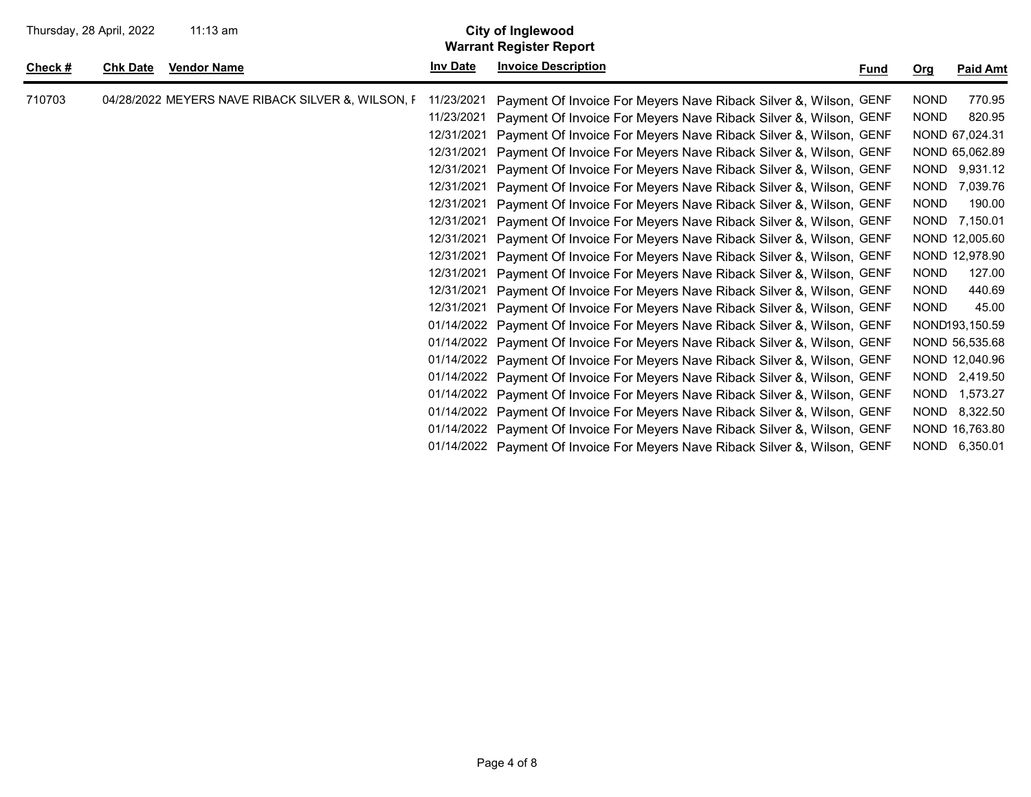# City of Inglewood

## Warrant Register Report

Thursday, 28 April, 2022 11:13 am

| Check # | Chk Date | Vendor Name | Inv Date | Invoice Description | Fund | Org | Paid Amt |
|---|---|---|---|---|---|---|---|
| 710703 | 04/28/2022 | MEYERS NAVE RIBACK SILVER &, WILSON, F | 11/23/2021 | Payment Of Invoice For Meyers Nave Riback Silver &, Wilson, | GENF | NOND | 770.95 |
| | | | 11/23/2021 | Payment Of Invoice For Meyers Nave Riback Silver &, Wilson, | GENF | NOND | 820.95 |
| | | | 12/31/2021 | Payment Of Invoice For Meyers Nave Riback Silver &, Wilson, | GENF | NOND | 67,024.31 |
| | | | 12/31/2021 | Payment Of Invoice For Meyers Nave Riback Silver &, Wilson, | GENF | NOND | 65,062.89 |
| | | | 12/31/2021 | Payment Of Invoice For Meyers Nave Riback Silver &, Wilson, | GENF | NOND | 9,931.12 |
| | | | 12/31/2021 | Payment Of Invoice For Meyers Nave Riback Silver &, Wilson, | GENF | NOND | 7,039.76 |
| | | | 12/31/2021 | Payment Of Invoice For Meyers Nave Riback Silver &, Wilson, | GENF | NOND | 190.00 |
| | | | 12/31/2021 | Payment Of Invoice For Meyers Nave Riback Silver &, Wilson, | GENF | NOND | 7,150.01 |
| | | | 12/31/2021 | Payment Of Invoice For Meyers Nave Riback Silver &, Wilson, | GENF | NOND | 12,005.60 |
| | | | 12/31/2021 | Payment Of Invoice For Meyers Nave Riback Silver &, Wilson, | GENF | NOND | 12,978.90 |
| | | | 12/31/2021 | Payment Of Invoice For Meyers Nave Riback Silver &, Wilson, | GENF | NOND | 127.00 |
| | | | 12/31/2021 | Payment Of Invoice For Meyers Nave Riback Silver &, Wilson, | GENF | NOND | 440.69 |
| | | | 12/31/2021 | Payment Of Invoice For Meyers Nave Riback Silver &, Wilson, | GENF | NOND | 45.00 |
| | | | 01/14/2022 | Payment Of Invoice For Meyers Nave Riback Silver &, Wilson, | GENF | NOND | 193,150.59 |
| | | | 01/14/2022 | Payment Of Invoice For Meyers Nave Riback Silver &, Wilson, | GENF | NOND | 56,535.68 |
| | | | 01/14/2022 | Payment Of Invoice For Meyers Nave Riback Silver &, Wilson, | GENF | NOND | 12,040.96 |
| | | | 01/14/2022 | Payment Of Invoice For Meyers Nave Riback Silver &, Wilson, | GENF | NOND | 2,419.50 |
| | | | 01/14/2022 | Payment Of Invoice For Meyers Nave Riback Silver &, Wilson, | GENF | NOND | 1,573.27 |
| | | | 01/14/2022 | Payment Of Invoice For Meyers Nave Riback Silver &, Wilson, | GENF | NOND | 8,322.50 |
| | | | 01/14/2022 | Payment Of Invoice For Meyers Nave Riback Silver &, Wilson, | GENF | NOND | 16,763.80 |
| | | | 01/14/2022 | Payment Of Invoice For Meyers Nave Riback Silver &, Wilson, | GENF | NOND | 6,350.01 |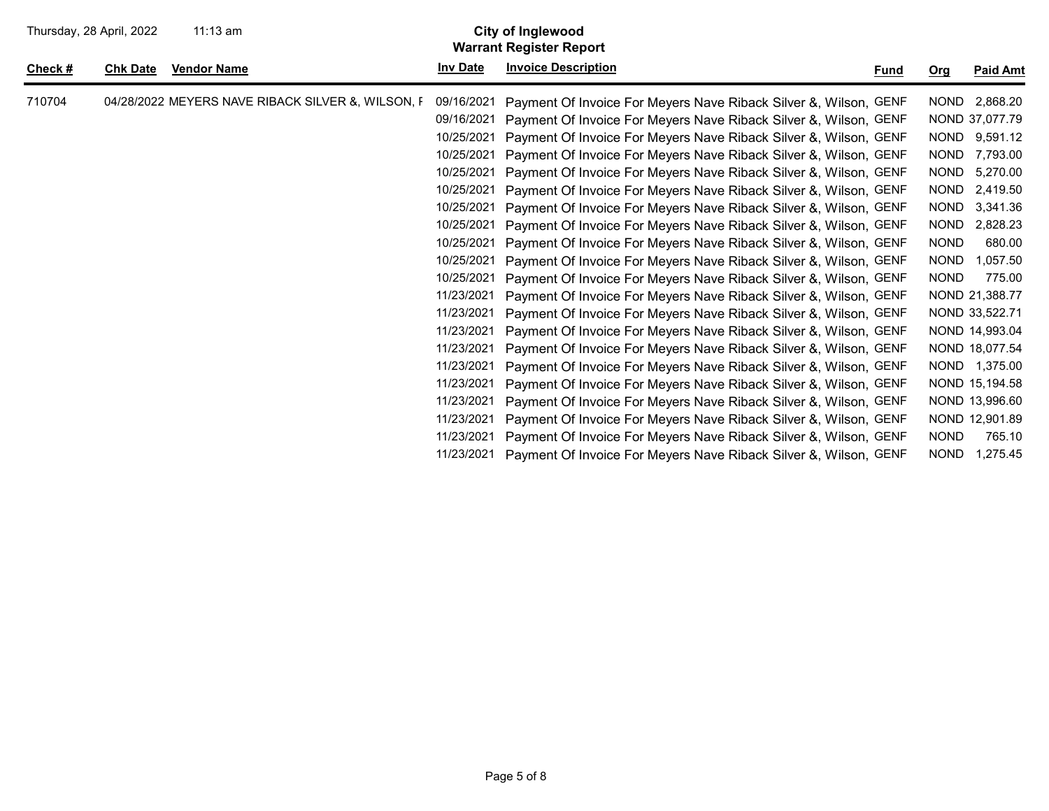Thursday, 28 April, 2022 11:13 am

**City of Inglewood**
**Warrant Register Report**

| Check # | Chk Date | Vendor Name | Inv Date | Invoice Description | Fund | Org | Paid Amt |
|---|---|---|---|---|---|---|---|
| 710704 | 04/28/2022 | MEYERS NAVE RIBACK SILVER &, WILSON, F | 09/16/2021 | Payment Of Invoice For Meyers Nave Riback Silver &, Wilson, | GENF | NOND | 2,868.20 |
| | | | 09/16/2021 | Payment Of Invoice For Meyers Nave Riback Silver &, Wilson, | GENF | NOND | 37,077.79 |
| | | | 10/25/2021 | Payment Of Invoice For Meyers Nave Riback Silver &, Wilson, | GENF | NOND | 9,591.12 |
| | | | 10/25/2021 | Payment Of Invoice For Meyers Nave Riback Silver &, Wilson, | GENF | NOND | 7,793.00 |
| | | | 10/25/2021 | Payment Of Invoice For Meyers Nave Riback Silver &, Wilson, | GENF | NOND | 5,270.00 |
| | | | 10/25/2021 | Payment Of Invoice For Meyers Nave Riback Silver &, Wilson, | GENF | NOND | 2,419.50 |
| | | | 10/25/2021 | Payment Of Invoice For Meyers Nave Riback Silver &, Wilson, | GENF | NOND | 3,341.36 |
| | | | 10/25/2021 | Payment Of Invoice For Meyers Nave Riback Silver &, Wilson, | GENF | NOND | 2,828.23 |
| | | | 10/25/2021 | Payment Of Invoice For Meyers Nave Riback Silver &, Wilson, | GENF | NOND | 680.00 |
| | | | 10/25/2021 | Payment Of Invoice For Meyers Nave Riback Silver &, Wilson, | GENF | NOND | 1,057.50 |
| | | | 10/25/2021 | Payment Of Invoice For Meyers Nave Riback Silver &, Wilson, | GENF | NOND | 775.00 |
| | | | 11/23/2021 | Payment Of Invoice For Meyers Nave Riback Silver &, Wilson, | GENF | NOND | 21,388.77 |
| | | | 11/23/2021 | Payment Of Invoice For Meyers Nave Riback Silver &, Wilson, | GENF | NOND | 33,522.71 |
| | | | 11/23/2021 | Payment Of Invoice For Meyers Nave Riback Silver &, Wilson, | GENF | NOND | 14,993.04 |
| | | | 11/23/2021 | Payment Of Invoice For Meyers Nave Riback Silver &, Wilson, | GENF | NOND | 18,077.54 |
| | | | 11/23/2021 | Payment Of Invoice For Meyers Nave Riback Silver &, Wilson, | GENF | NOND | 1,375.00 |
| | | | 11/23/2021 | Payment Of Invoice For Meyers Nave Riback Silver &, Wilson, | GENF | NOND | 15,194.58 |
| | | | 11/23/2021 | Payment Of Invoice For Meyers Nave Riback Silver &, Wilson, | GENF | NOND | 13,996.60 |
| | | | 11/23/2021 | Payment Of Invoice For Meyers Nave Riback Silver &, Wilson, | GENF | NOND | 12,901.89 |
| | | | 11/23/2021 | Payment Of Invoice For Meyers Nave Riback Silver &, Wilson, | GENF | NOND | 765.10 |
| | | | 11/23/2021 | Payment Of Invoice For Meyers Nave Riback Silver &, Wilson, | GENF | NOND | 1,275.45 |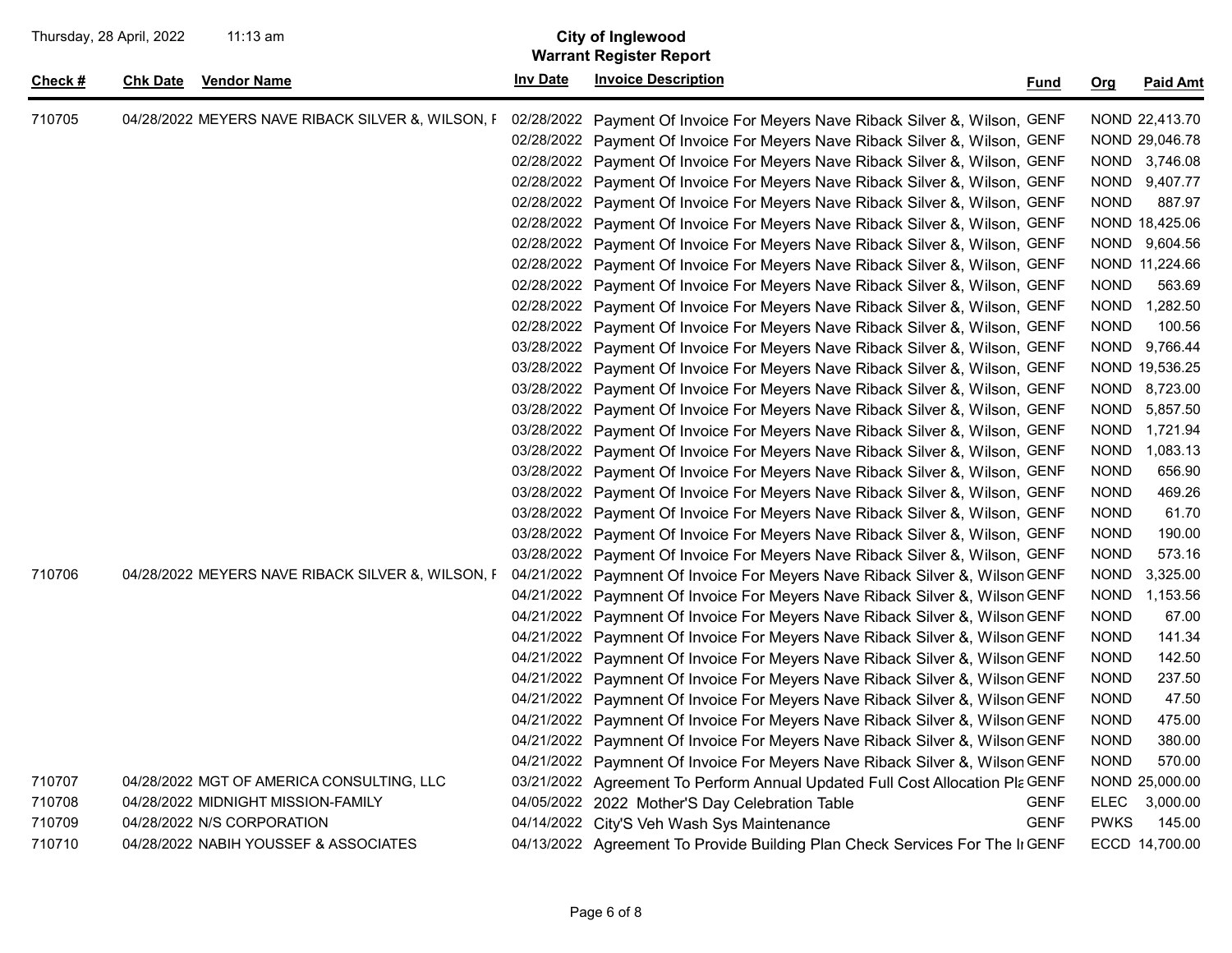| Check # | Chk Date | Vendor Name | Inv Date | Invoice Description | Fund | Org | Paid Amt |
|---|---|---|---|---|---|---|---|
| 710705 | 04/28/2022 | MEYERS NAVE RIBACK SILVER &, WILSON, F | 02/28/2022 | Payment Of Invoice For Meyers Nave Riback Silver &, Wilson, | GENF | NOND | 22,413.70 |
| | | | 02/28/2022 | Payment Of Invoice For Meyers Nave Riback Silver &, Wilson, | GENF | NOND | 29,046.78 |
| | | | 02/28/2022 | Payment Of Invoice For Meyers Nave Riback Silver &, Wilson, | GENF | NOND | 3,746.08 |
| | | | 02/28/2022 | Payment Of Invoice For Meyers Nave Riback Silver &, Wilson, | GENF | NOND | 9,407.77 |
| | | | 02/28/2022 | Payment Of Invoice For Meyers Nave Riback Silver &, Wilson, | GENF | NOND | 887.97 |
| | | | 02/28/2022 | Payment Of Invoice For Meyers Nave Riback Silver &, Wilson, | GENF | NOND | 18,425.06 |
| | | | 02/28/2022 | Payment Of Invoice For Meyers Nave Riback Silver &, Wilson, | GENF | NOND | 9,604.56 |
| | | | 02/28/2022 | Payment Of Invoice For Meyers Nave Riback Silver &, Wilson, | GENF | NOND | 11,224.66 |
| | | | 02/28/2022 | Payment Of Invoice For Meyers Nave Riback Silver &, Wilson, | GENF | NOND | 563.69 |
| | | | 02/28/2022 | Payment Of Invoice For Meyers Nave Riback Silver &, Wilson, | GENF | NOND | 1,282.50 |
| | | | 02/28/2022 | Payment Of Invoice For Meyers Nave Riback Silver &, Wilson, | GENF | NOND | 100.56 |
| | | | 03/28/2022 | Payment Of Invoice For Meyers Nave Riback Silver &, Wilson, | GENF | NOND | 9,766.44 |
| | | | 03/28/2022 | Payment Of Invoice For Meyers Nave Riback Silver &, Wilson, | GENF | NOND | 19,536.25 |
| | | | 03/28/2022 | Payment Of Invoice For Meyers Nave Riback Silver &, Wilson, | GENF | NOND | 8,723.00 |
| | | | 03/28/2022 | Payment Of Invoice For Meyers Nave Riback Silver &, Wilson, | GENF | NOND | 5,857.50 |
| | | | 03/28/2022 | Payment Of Invoice For Meyers Nave Riback Silver &, Wilson, | GENF | NOND | 1,721.94 |
| | | | 03/28/2022 | Payment Of Invoice For Meyers Nave Riback Silver &, Wilson, | GENF | NOND | 1,083.13 |
| | | | 03/28/2022 | Payment Of Invoice For Meyers Nave Riback Silver &, Wilson, | GENF | NOND | 656.90 |
| | | | 03/28/2022 | Payment Of Invoice For Meyers Nave Riback Silver &, Wilson, | GENF | NOND | 469.26 |
| | | | 03/28/2022 | Payment Of Invoice For Meyers Nave Riback Silver &, Wilson, | GENF | NOND | 61.70 |
| | | | 03/28/2022 | Payment Of Invoice For Meyers Nave Riback Silver &, Wilson, | GENF | NOND | 190.00 |
| | | | 03/28/2022 | Payment Of Invoice For Meyers Nave Riback Silver &, Wilson, | GENF | NOND | 573.16 |
| 710706 | 04/28/2022 | MEYERS NAVE RIBACK SILVER &, WILSON, F | 04/21/2022 | Paymnent Of Invoice For Meyers Nave Riback Silver &, Wilson | GENF | NOND | 3,325.00 |
| | | | 04/21/2022 | Paymnent Of Invoice For Meyers Nave Riback Silver &, Wilson | GENF | NOND | 1,153.56 |
| | | | 04/21/2022 | Paymnent Of Invoice For Meyers Nave Riback Silver &, Wilson | GENF | NOND | 67.00 |
| | | | 04/21/2022 | Paymnent Of Invoice For Meyers Nave Riback Silver &, Wilson | GENF | NOND | 141.34 |
| | | | 04/21/2022 | Paymnent Of Invoice For Meyers Nave Riback Silver &, Wilson | GENF | NOND | 142.50 |
| | | | 04/21/2022 | Paymnent Of Invoice For Meyers Nave Riback Silver &, Wilson | GENF | NOND | 237.50 |
| | | | 04/21/2022 | Paymnent Of Invoice For Meyers Nave Riback Silver &, Wilson | GENF | NOND | 47.50 |
| | | | 04/21/2022 | Paymnent Of Invoice For Meyers Nave Riback Silver &, Wilson | GENF | NOND | 475.00 |
| | | | 04/21/2022 | Paymnent Of Invoice For Meyers Nave Riback Silver &, Wilson | GENF | NOND | 380.00 |
| | | | 04/21/2022 | Paymnent Of Invoice For Meyers Nave Riback Silver &, Wilson | GENF | NOND | 570.00 |
| 710707 | 04/28/2022 | MGT OF AMERICA CONSULTING, LLC | 03/21/2022 | Agreement To Perform Annual Updated Full Cost Allocation Pla | GENF | NOND | 25,000.00 |
| 710708 | 04/28/2022 | MIDNIGHT MISSION-FAMILY | 04/05/2022 | 2022 Mother'S Day Celebration Table | GENF | ELEC | 3,000.00 |
| 710709 | 04/28/2022 | N/S CORPORATION | 04/14/2022 | City'S Veh Wash Sys Maintenance | GENF | PWKS | 145.00 |
| 710710 | 04/28/2022 | NABIH YOUSSEF & ASSOCIATES | 04/13/2022 | Agreement To Provide Building Plan Check Services For The In | GENF | ECCD | 14,700.00 |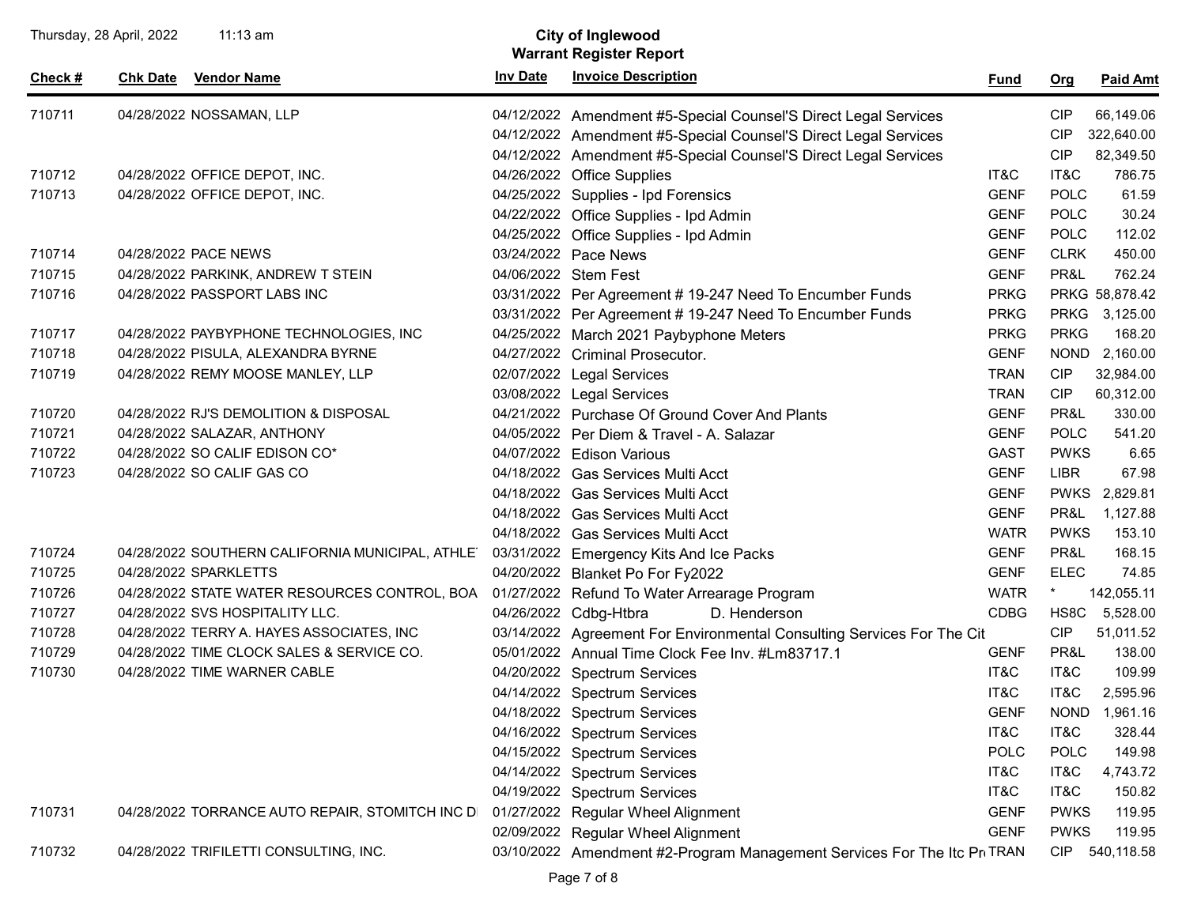# City of Inglewood
## Warrant Register Report

| Check # | Chk Date | Vendor Name | Inv Date | Invoice Description | Fund | Org | Paid Amt |
|---|---|---|---|---|---|---|---|
| 710711 | 04/28/2022 | NOSSAMAN, LLP | 04/12/2022 | Amendment #5-Special Counsel'S Direct Legal Services | | CIP | 66,149.06 |
| | | | 04/12/2022 | Amendment #5-Special Counsel'S Direct Legal Services | | CIP | 322,640.00 |
| | | | 04/12/2022 | Amendment #5-Special Counsel'S Direct Legal Services | | CIP | 82,349.50 |
| 710712 | 04/28/2022 | OFFICE DEPOT, INC. | 04/26/2022 | Office Supplies | IT&C | IT&C | 786.75 |
| 710713 | 04/28/2022 | OFFICE DEPOT, INC. | 04/25/2022 | Supplies - Ipd Forensics | GENF | POLC | 61.59 |
| | | | 04/22/2022 | Office Supplies - Ipd Admin | GENF | POLC | 30.24 |
| | | | 04/25/2022 | Office Supplies - Ipd Admin | GENF | POLC | 112.02 |
| 710714 | 04/28/2022 | PACE NEWS | 03/24/2022 | Pace News | GENF | CLRK | 450.00 |
| 710715 | 04/28/2022 | PARKINK, ANDREW T STEIN | 04/06/2022 | Stem Fest | GENF | PR&L | 762.24 |
| 710716 | 04/28/2022 | PASSPORT LABS INC | 03/31/2022 | Per Agreement # 19-247 Need To Encumber Funds | PRKG | PRKG | 58,878.42 |
| | | | 03/31/2022 | Per Agreement # 19-247 Need To Encumber Funds | PRKG | PRKG | 3,125.00 |
| 710717 | 04/28/2022 | PAYBYPHONE TECHNOLOGIES, INC | 04/25/2022 | March 2021 Paybyphone Meters | PRKG | PRKG | 168.20 |
| 710718 | 04/28/2022 | PISULA, ALEXANDRA BYRNE | 04/27/2022 | Criminal Prosecutor. | GENF | NOND | 2,160.00 |
| 710719 | 04/28/2022 | REMY MOOSE MANLEY, LLP | 02/07/2022 | Legal Services | TRAN | CIP | 32,984.00 |
| | | | 03/08/2022 | Legal Services | TRAN | CIP | 60,312.00 |
| 710720 | 04/28/2022 | RJ'S DEMOLITION & DISPOSAL | 04/21/2022 | Purchase Of Ground Cover And Plants | GENF | PR&L | 330.00 |
| 710721 | 04/28/2022 | SALAZAR, ANTHONY | 04/05/2022 | Per Diem & Travel - A. Salazar | GENF | POLC | 541.20 |
| 710722 | 04/28/2022 | SO CALIF EDISON CO* | 04/07/2022 | Edison Various | GAST | PWKS | 6.65 |
| 710723 | 04/28/2022 | SO CALIF GAS CO | 04/18/2022 | Gas Services Multi Acct | GENF | LIBR | 67.98 |
| | | | 04/18/2022 | Gas Services Multi Acct | GENF | PWKS | 2,829.81 |
| | | | 04/18/2022 | Gas Services Multi Acct | GENF | PR&L | 1,127.88 |
| | | | 04/18/2022 | Gas Services Multi Acct | WATR | PWKS | 153.10 |
| 710724 | 04/28/2022 | SOUTHERN CALIFORNIA MUNICIPAL, ATHLE | 03/31/2022 | Emergency Kits And Ice Packs | GENF | PR&L | 168.15 |
| 710725 | 04/28/2022 | SPARKLETTS | 04/20/2022 | Blanket Po For Fy2022 | GENF | ELEC | 74.85 |
| 710726 | 04/28/2022 | STATE WATER RESOURCES CONTROL, BOA | 01/27/2022 | Refund To Water Arrearage Program | WATR | * | 142,055.11 |
| 710727 | 04/28/2022 | SVS HOSPITALITY LLC. | 04/26/2022 | Cdbg-Htbra D. Henderson | CDBG | HS8C | 5,528.00 |
| 710728 | 04/28/2022 | TERRY A. HAYES ASSOCIATES, INC | 03/14/2022 | Agreement For Environmental Consulting Services For The Cit | | CIP | 51,011.52 |
| 710729 | 04/28/2022 | TIME CLOCK SALES & SERVICE CO. | 05/01/2022 | Annual Time Clock Fee Inv. #Lm83717.1 | GENF | PR&L | 138.00 |
| 710730 | 04/28/2022 | TIME WARNER CABLE | 04/20/2022 | Spectrum Services | IT&C | IT&C | 109.99 |
| | | | 04/14/2022 | Spectrum Services | IT&C | IT&C | 2,595.96 |
| | | | 04/18/2022 | Spectrum Services | GENF | NOND | 1,961.16 |
| | | | 04/16/2022 | Spectrum Services | IT&C | IT&C | 328.44 |
| | | | 04/15/2022 | Spectrum Services | POLC | POLC | 149.98 |
| | | | 04/14/2022 | Spectrum Services | IT&C | IT&C | 4,743.72 |
| | | | 04/19/2022 | Spectrum Services | IT&C | IT&C | 150.82 |
| 710731 | 04/28/2022 | TORRANCE AUTO REPAIR, STOMITCH INC DI | 01/27/2022 | Regular Wheel Alignment | GENF | PWKS | 119.95 |
| | | | 02/09/2022 | Regular Wheel Alignment | GENF | PWKS | 119.95 |
| 710732 | 04/28/2022 | TRIFILETTI CONSULTING, INC. | 03/10/2022 | Amendment #2-Program Management Services For The Itc Pr | TRAN | CIP | 540,118.58 |